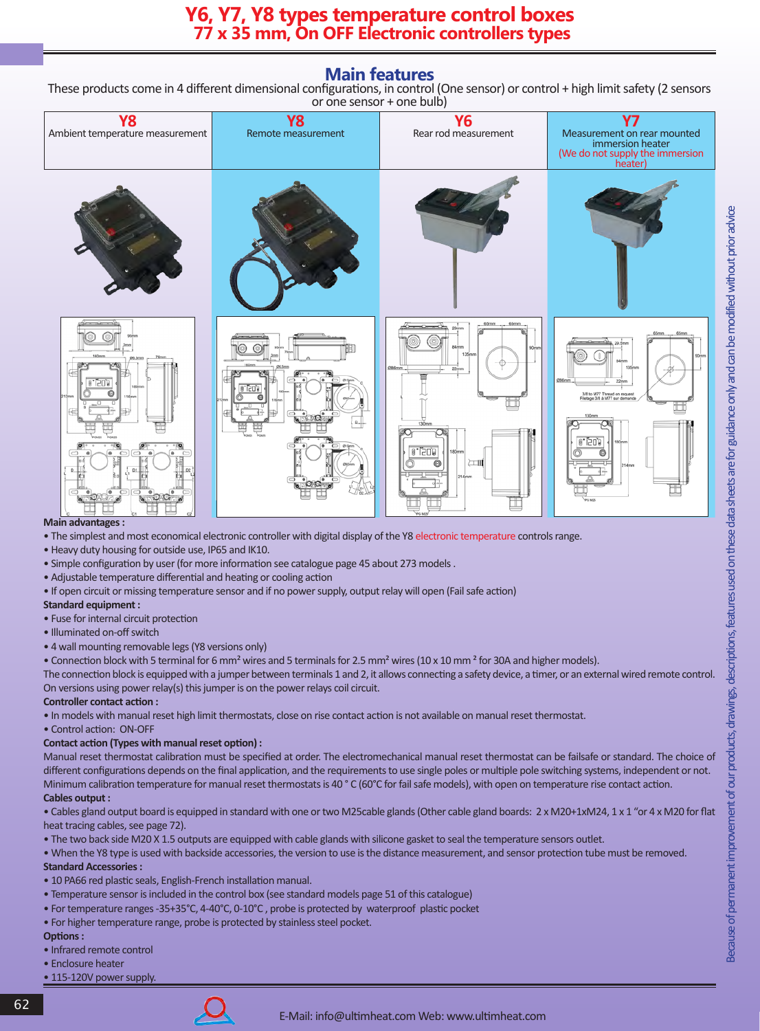# Y6, Y7, Y8 types temperature control boxes
## 77 x 35 mm, On OFF Electronic controllers types

## Main features

These products come in 4 different dimensional configurations, in control (One sensor) or control + high limit safety (2 sensors or one sensor + one bulb)

| Y8 | Y8 | Y6 | Y7 |
|---|---|---|---|
| Ambient temperature measurement | Remote measurement | Rear rod measurement | Measurement on rear mounted immersion heater (We do not supply the immersion heater) |

**Main advantages :**

- The simplest and most economical electronic controller with digital display of the Y8 electronic temperature controls range.
- Heavy duty housing for outside use, IP65 and IK10.
- Simple configuration by user (for more information see catalogue page 45 about 273 models .
- Adjustable temperature differential and heating or cooling action
- If open circuit or missing temperature sensor and if no power supply, output relay will open (Fail safe action)

**Standard equipment :**

- Fuse for internal circuit protection
- Illuminated on-off switch
- 4 wall mounting removable legs (Y8 versions only)
- Connection block with 5 terminal for 6 mm² wires and 5 terminals for 2.5 mm² wires (10 x 10 mm ² for 30A and higher models).

The connection block is equipped with a jumper between terminals 1 and 2, it allows connecting a safety device, a timer, or an external wired remote control. On versions using power relay(s) this jumper is on the power relays coil circuit.

**Controller contact action :**

- In models with manual reset high limit thermostats, close on rise contact action is not available on manual reset thermostat.
- Control action: ON-OFF

**Contact action (Types with manual reset option) :**

Manual reset thermostat calibration must be specified at order. The electromechanical manual reset thermostat can be failsafe or standard. The choice of different configurations depends on the final application, and the requirements to use single poles or multiple pole switching systems, independent or not. Minimum calibration temperature for manual reset thermostats is 40 ° C (60°C for fail safe models), with open on temperature rise contact action.

**Cables output :**

- Cables gland output board is equipped in standard with one or two M25cable glands (Other cable gland boards: 2 x M20+1xM24, 1 x 1 "or 4 x M20 for flat heat tracing cables, see page 72).
- The two back side M20 X 1.5 outputs are equipped with cable glands with silicone gasket to seal the temperature sensors outlet.
- When the Y8 type is used with backside accessories, the version to use is the distance measurement, and sensor protection tube must be removed.

**Standard Accessories :**

- 10 PA66 red plastic seals, English-French installation manual.
- Temperature sensor is included in the control box (see standard models page 51 of this catalogue)
- For temperature ranges -35+35°C, 4-40°C, 0-10°C , probe is protected by waterproof plastic pocket
- For higher temperature range, probe is protected by stainless steel pocket.

**Options :**

- Infrared remote control
- Enclosure heater
- 115-120V power supply.

Because of permanent improvement of our products, drawings, descriptions, features used on these data sheets are for guidance only and can be modified without prior advice

E-Mail: info@ultimheat.com Web: www.ultimheat.com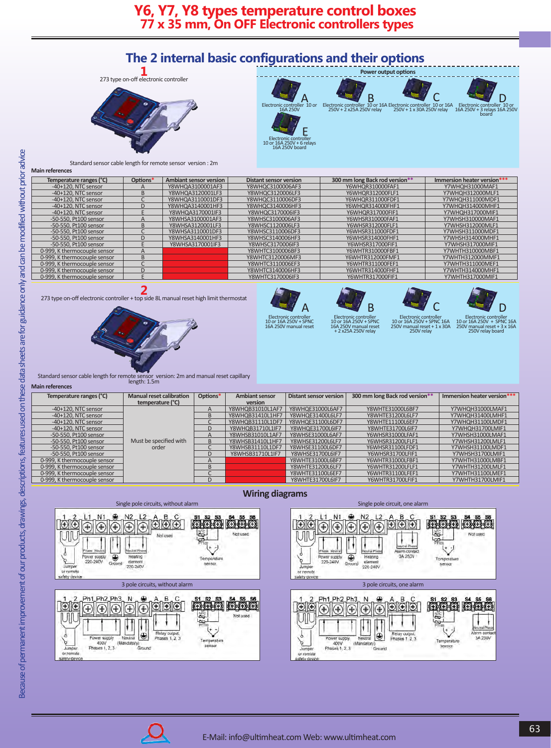# Y6, Y7, Y8 types temperature control boxes
## 77 x 35 mm, On OFF Electronic controllers types

## The 2 internal basic configurations and their options

### 1

273 type on-off electronic controller

Power output options

A — Electronic controller 10 or 16A 250V

B — Electronic controller 10 or 16A 250V + 2 x25A 250V relay

C — Electronic controller 10 or 16A 250V + 1 x 30A 250V relay

D — Electronic controller 10 or 16A 250V + 3 relays 16A 250V board

E — Electronic controller 10 or 16A 250V + 6 relays 16A 250V board

Standard sensor cable length for remote sensor version : 2m

**Main references**

| Temperature ranges (°C) | Options* | Ambiant sensor version | Distant sensor version | 300 mm long Back rod version** | Immersion heater version*** |
|---|---|---|---|---|---|
| -40+120, NTC sensor | A | Y8WHQA3100001AF3 | Y8WHQC3100006AF3 | Y6WHQR310000FAF1 | Y7WHQH310000MAF1 |
| -40+120, NTC sensor | B | Y8WHQA3120001LF3 | Y8WHQC3120006LF3 | Y6WHQR312000FLF1 | Y7WHQH312000MLF1 |
| -40+120, NTC sensor | C | Y8WHQA3110001DF3 | Y8WHQC3110006DF3 | Y6WHQR311000FDF1 | Y7WHQH311000MDF1 |
| -40+120, NTC sensor | D | Y8WHQA3140001HF3 | Y8WHQC3140006HF3 | Y6WHQR314000FHF1 | Y7WHQH314000MHF1 |
| -40+120, NTC sensor | E | Y8WHQA3170001IF3 | Y8WHQC3170006IF3 | Y6WHQR317000FIF1 | Y7WHQH317000MIF1 |
| -50-550, Pt100 sensor | A | Y8WHSA3100001AF3 | Y8WHSC3100006AF3 | Y6WHSR310000FAF1 | Y7WHSH310000MAF1 |
| -50-550, Pt100 sensor | B | Y8WHSA3120001LF3 | Y8WHSC1120006LF3 | Y6WHSR312000FLF1 | Y7WHSH312000MLF1 |
| -50-550, Pt100 sensor | C | Y8WHSA3110001DF3 | Y8WHSC3110006DF3 | Y6WHSR311000FDF1 | Y7WHSH311000MDF1 |
| -50-550, Pt100 sensor | D | Y8WHSA3140001HF3 | Y8WHSC3140006HF3 | Y6WHSR314000FHF1 | Y7WHSH314000MHF1 |
| -50-550, Pt100 sensor | E | Y8WHSA3170001IF3 | Y8WHSC3170006IF3 | Y6WHSR317000FIF1 | Y7WHSH317000MIF1 |
| 0-999, K thermocouple sensor | A | | Y8WHTC3100006BF3 | Y6WHTR310000FBF1 | Y7WHTH310000MBF1 |
| 0-999, K thermocouple sensor | B | | Y8WHTC3120006MF3 | Y6WHTR312000FMF1 | Y7WHTH312000MMF1 |
| 0-999, K thermocouple sensor | C | | Y8WHTC3110006EF3 | Y6WHTR311000FEF1 | Y7WHTH311000MEF1 |
| 0-999, K thermocouple sensor | D | | Y8WHTC3140006HF3 | Y6WHTR314000FHF1 | Y7WHTH314000MHF1 |
| 0-999, K thermocouple sensor | E | | Y8WHTC3170006IF3 | Y6WHTR317000FIF1 | Y7WHTH317000MIF1 |

### 2

273 type on-off electronic controller + top side 8L manual reset high limit thermostat

A — Electronic controller 10 or 16A 250V + SPNC 16A 250V manual reset

B — Electronic controller 10 or 16A 250V + SPNC 16A 250V manual reset + 2 x25A 250V relay

C — Electronic controller 10 or 16A 250V + SPNC 16A 250V manual reset + 1 x 30A 250V relay

D — Electronic controller 10 or 16A 250V + SPNC 16A 250V manual reset + 3 x 16A 250V relay board

Standard sensor cable length for remote sensor version: 2m and manual reset capillary length: 1.5m

**Main references**

| Temperature ranges (°C) | Manual reset calibration temperature (°C) | Options* | Ambiant sensor version | Distant sensor version | 300 mm long Back rod version** | Immersion heater version*** |
|---|---|---|---|---|---|---|
| -40+120, NTC sensor | Must be specified with order | A | Y8WHQB31010L1AF7 | Y8WHQE31000L6AF7 | Y8WHTE31000L6BF7 | Y7WHQH31000LMAF1 |
| -40+120, NTC sensor | | B | Y8WHQB31410L1HF7 | Y8WHQE31400L6LF7 | Y8WHTE31200L6LF7 | Y7WHQH31400LMHF1 |
| -40+120, NTC sensor | | C | Y8WHQB31110L1DF7 | Y8WHQE31100L6DF7 | Y8WHTE11100L6EF7 | Y7WHQH31100LMDF1 |
| -40+120, NTC sensor | | D | Y8WHQB31710L1IF7 | Y8WHQE31700L6IF7 | Y8WHTE31700L6IF7 | Y7WHQH31700LMIF1 |
| -50-550, Pt100 sensor | | A | Y8WHSB31010L1AF7 | Y8WHSE31000L6AF7 | Y6WHSR31000LFAF1 | Y7WHSH31000LMAF1 |
| -50-550, Pt100 sensor | | B | Y8WHSB31410L1HF7 | Y8WHSE31200L6LF7 | Y6WHSR31200LFLF1 | Y7WHSH31200LMLF1 |
| -50-550, Pt100 sensor | | C | Y8WHSB31110L1DF7 | Y8WHSE31100L6DF7 | Y6WHSR31100LFDF1 | Y7WHSH31100LMDF1 |
| -50-550, Pt100 sensor | | D | Y8WHSB31710L1IF7 | Y8WHSE31700L6IF7 | Y6WHSR31700LFIF1 | Y7WHSH31700LMIF1 |
| 0-999, K thermocouple sensor | | A | | Y8WHTE31000L6BF7 | Y6WHTR31000LFBF1 | Y7WHTH31000LMBF1 |
| 0-999, K thermocouple sensor | | B | | Y8WHTE31200L6LF7 | Y6WHTR31200LFLF1 | Y7WHTH31200LMLF1 |
| 0-999, K thermocouple sensor | | C | | Y8WHTE31100L6EF7 | Y6WHTR31100LFEF1 | Y7WHTH31100LMEF1 |
| 0-999, K thermocouple sensor | | D | | Y8WHTE31700L6IF7 | Y6WHTR31700LFIF1 | Y7WHTH31700LMIF1 |

## Wiring diagrams

Single pole circuits, without alarm

1 2 L1 N1 ⏚ N2 L2 A B C S1 S2 S3 S4 S5 S6

Phase Neutral — Power supply 220-240V — Ground — Neutral Phase — Heating element 220-240V — Not used — NTC PT100 — Temperature sensor — Not used — Jumper or remote safety device

Single pole circuit, one alarm

1 2 L1 N1 ⏚ N2 L2 A B C S1 S2 S3 S4 S5 S6

Phase Neutral — Power supply 220-240V — Ground — Neutral Phase — Heating element 220-240V — Neutral Phase — Alarm contact 3A 250V — NTC PT100 — Temperature sensor — Not used — Jumper or remote safety device

3 pole circuits, without alarm

1 2 Ph1 Ph2 Ph3 N ⏚ A B C S1 S2 S3 S4 S5 S6

Power supply 400V Phases 1, 2, 3 — Neutral (Mandatory) — Ground — Relay output, Phases 1, 2, 3 — NTC PT100 — Temperature sensor — Not used — Jumper or remote safety device

3 pole circuits, one alarm

1 2 Ph1 Ph2 Ph3 N ⏚ A B C S1 S2 S3 S4 S5 S6

Power supply 400V Phases 1, 2, 3 — Neutral (Mandatory) — Ground — Relay output, Phases 1, 2, 3 — NTC PT100 — Temperature sensor — Neutral Phase — Alarm contact 3A 250V — Jumper or remote safety device

Because of permanent improvement of our products, drawings, descriptions, features used on these data sheets are for guidance only and can be modified without prior advice

E-Mail: info@ultimheat.com Web: www.ultimheat.com